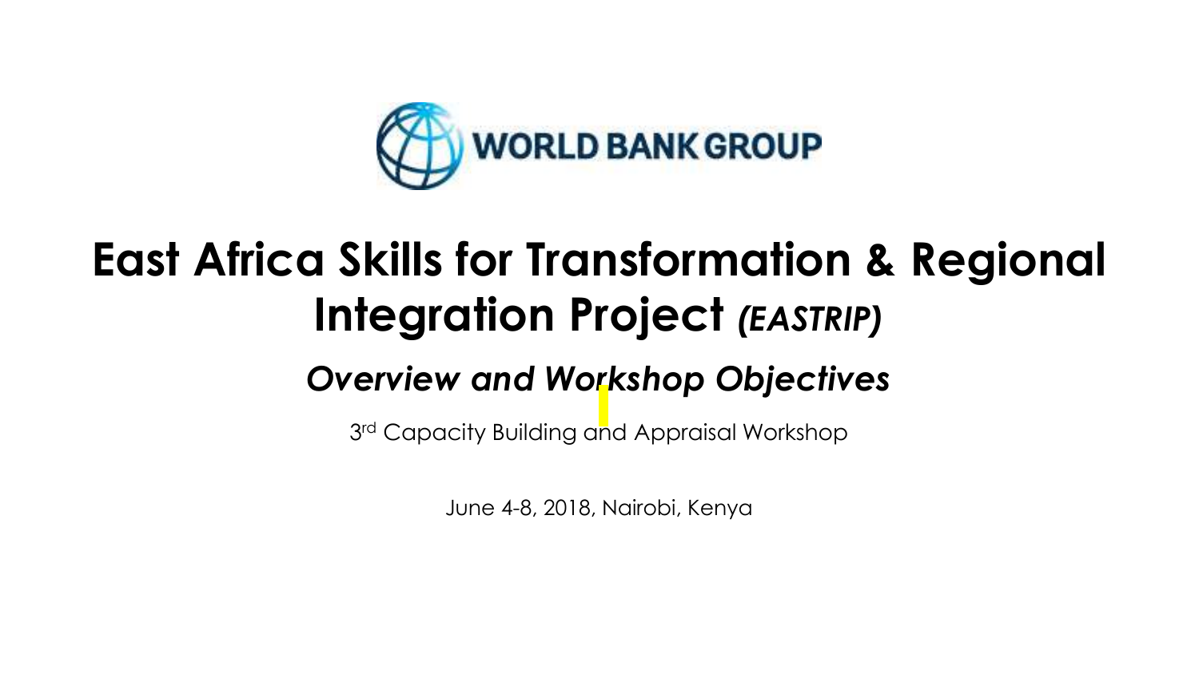WORLD BANK GROUP

# East Africa Skills for Transformation & Regional Integration Project *(EASTRIP)*

## *Overview and Workshop Objectives*

3rd Capacity Building and Appraisal Workshop

June 4-8, 2018, Nairobi, Kenya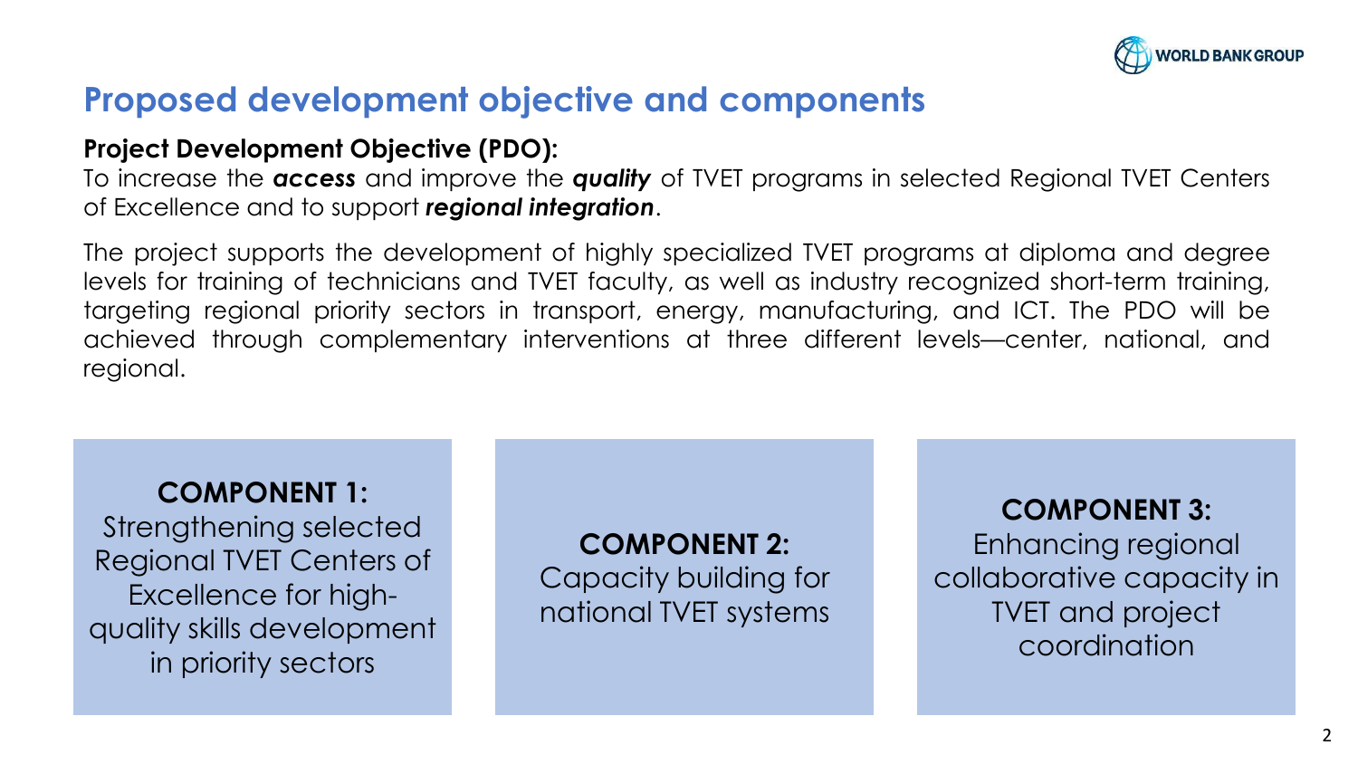## Proposed development objective and components

**Project Development Objective (PDO):**

To increase the ***access*** and improve the ***quality*** of TVET programs in selected Regional TVET Centers of Excellence and to support ***regional integration***.

The project supports the development of highly specialized TVET programs at diploma and degree levels for training of technicians and TVET faculty, as well as industry recognized short-term training, targeting regional priority sectors in transport, energy, manufacturing, and ICT. The PDO will be achieved through complementary interventions at three different levels—center, national, and regional.

**COMPONENT 1:**
Strengthening selected Regional TVET Centers of Excellence for high-quality skills development in priority sectors

**COMPONENT 2:**
Capacity building for national TVET systems

**COMPONENT 3:**
Enhancing regional collaborative capacity in TVET and project coordination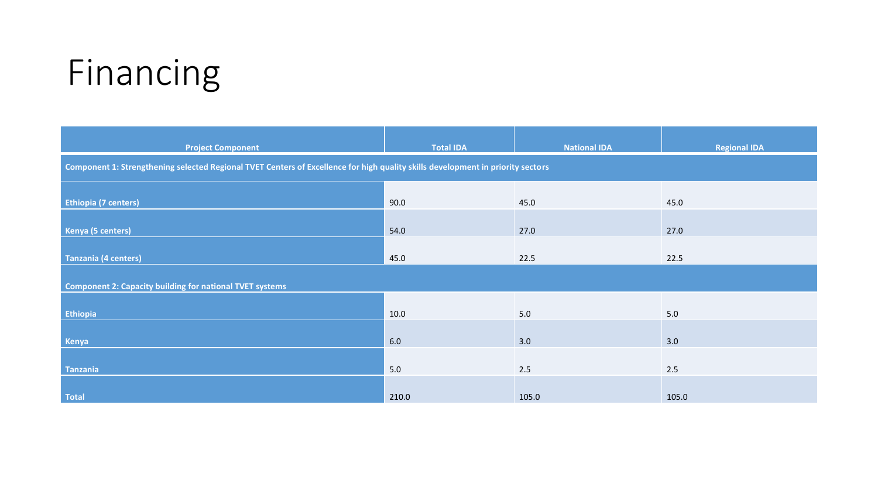# Financing

| Project Component | Total IDA | National IDA | Regional IDA |
|---|---|---|---|
| **Component 1: Strengthening selected Regional TVET Centers of Excellence for high quality skills development in priority sectors** | | | |
| **Ethiopia (7 centers)** | 90.0 | 45.0 | 45.0 |
| **Kenya (5 centers)** | 54.0 | 27.0 | 27.0 |
| **Tanzania (4 centers)** | 45.0 | 22.5 | 22.5 |
| **Component 2: Capacity building for national TVET systems** | | | |
| **Ethiopia** | 10.0 | 5.0 | 5.0 |
| **Kenya** | 6.0 | 3.0 | 3.0 |
| **Tanzania** | 5.0 | 2.5 | 2.5 |
| **Total** | 210.0 | 105.0 | 105.0 |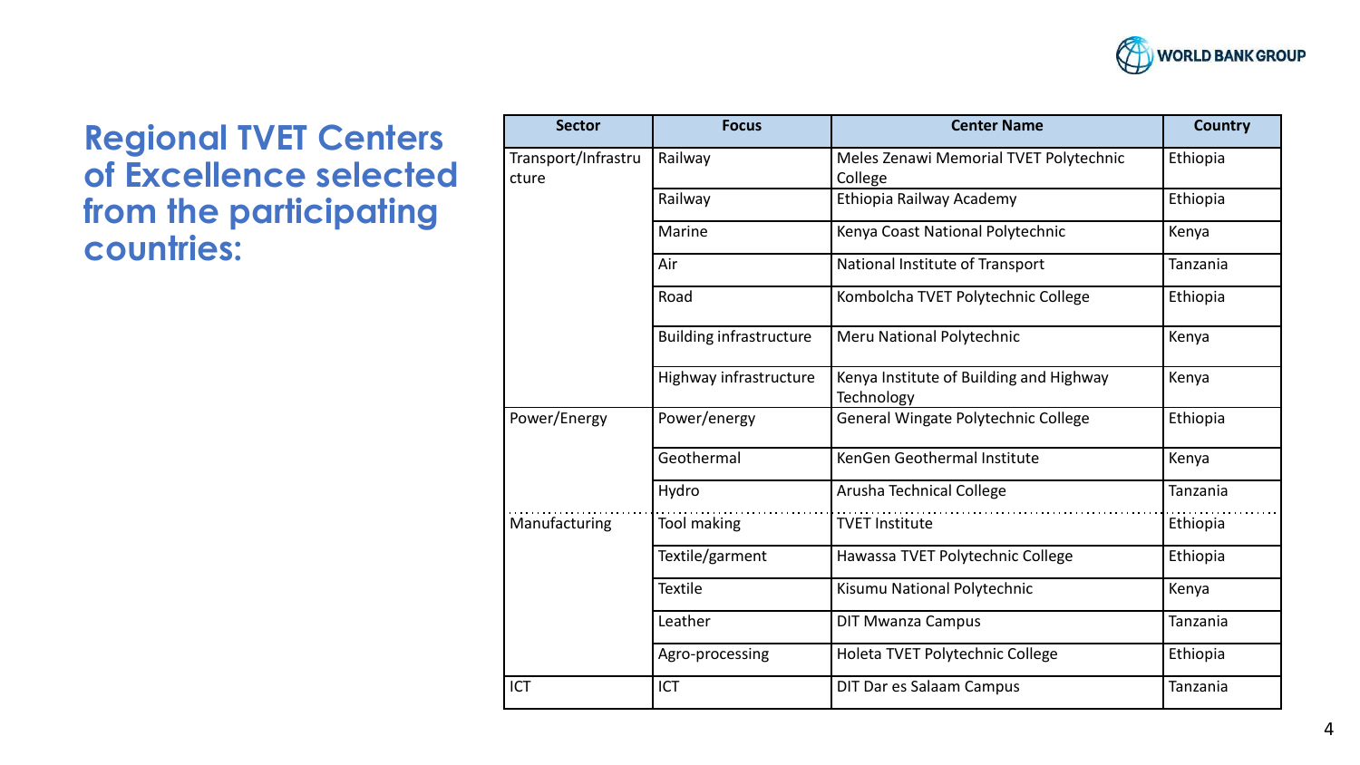## Regional TVET Centers of Excellence selected from the participating countries:

| Sector | Focus | Center Name | Country |
|---|---|---|---|
| Transport/Infrastructure | Railway | Meles Zenawi Memorial TVET Polytechnic College | Ethiopia |
| | Railway | Ethiopia Railway Academy | Ethiopia |
| | Marine | Kenya Coast National Polytechnic | Kenya |
| | Air | National Institute of Transport | Tanzania |
| | Road | Kombolcha TVET Polytechnic College | Ethiopia |
| | Building infrastructure | Meru National Polytechnic | Kenya |
| | Highway infrastructure | Kenya Institute of Building and Highway Technology | Kenya |
| Power/Energy | Power/energy | General Wingate Polytechnic College | Ethiopia |
| | Geothermal | KenGen Geothermal Institute | Kenya |
| | Hydro | Arusha Technical College | Tanzania |
| Manufacturing | Tool making | TVET Institute | Ethiopia |
| | Textile/garment | Hawassa TVET Polytechnic College | Ethiopia |
| | Textile | Kisumu National Polytechnic | Kenya |
| | Leather | DIT Mwanza Campus | Tanzania |
| | Agro-processing | Holeta TVET Polytechnic College | Ethiopia |
| ICT | ICT | DIT Dar es Salaam Campus | Tanzania |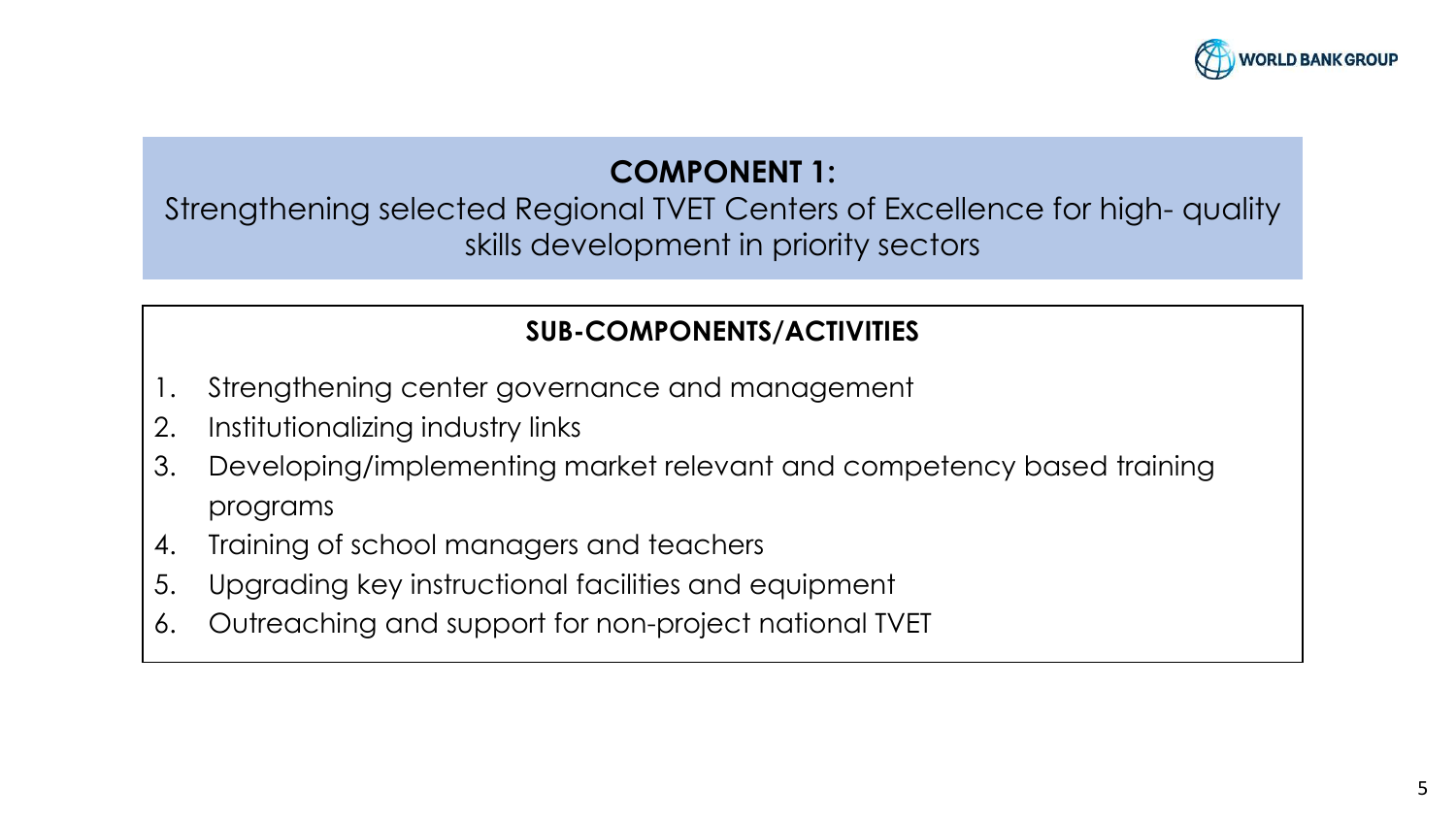## COMPONENT 1:

Strengthening selected Regional TVET Centers of Excellence for high- quality skills development in priority sectors

### SUB-COMPONENTS/ACTIVITIES

1. Strengthening center governance and management
2. Institutionalizing industry links
3. Developing/implementing market relevant and competency based training programs
4. Training of school managers and teachers
5. Upgrading key instructional facilities and equipment
6. Outreaching and support for non-project national TVET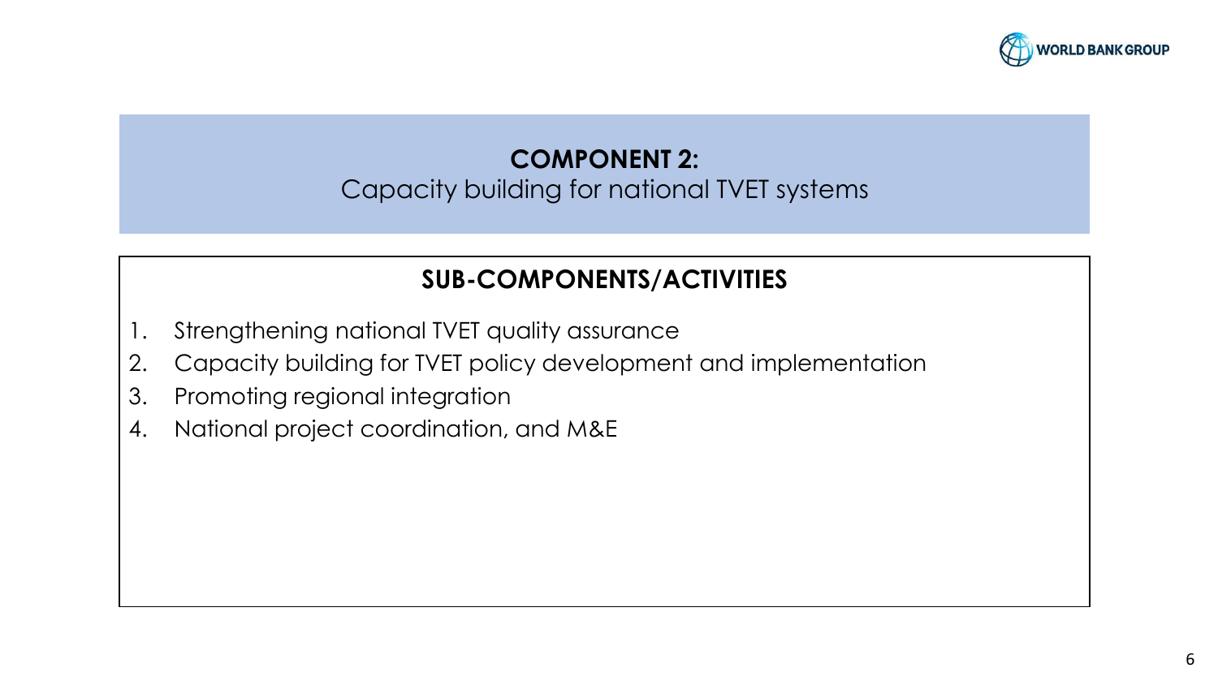## COMPONENT 2:

Capacity building for national TVET systems

### SUB-COMPONENTS/ACTIVITIES

1. Strengthening national TVET quality assurance
2. Capacity building for TVET policy development and implementation
3. Promoting regional integration
4. National project coordination, and M&E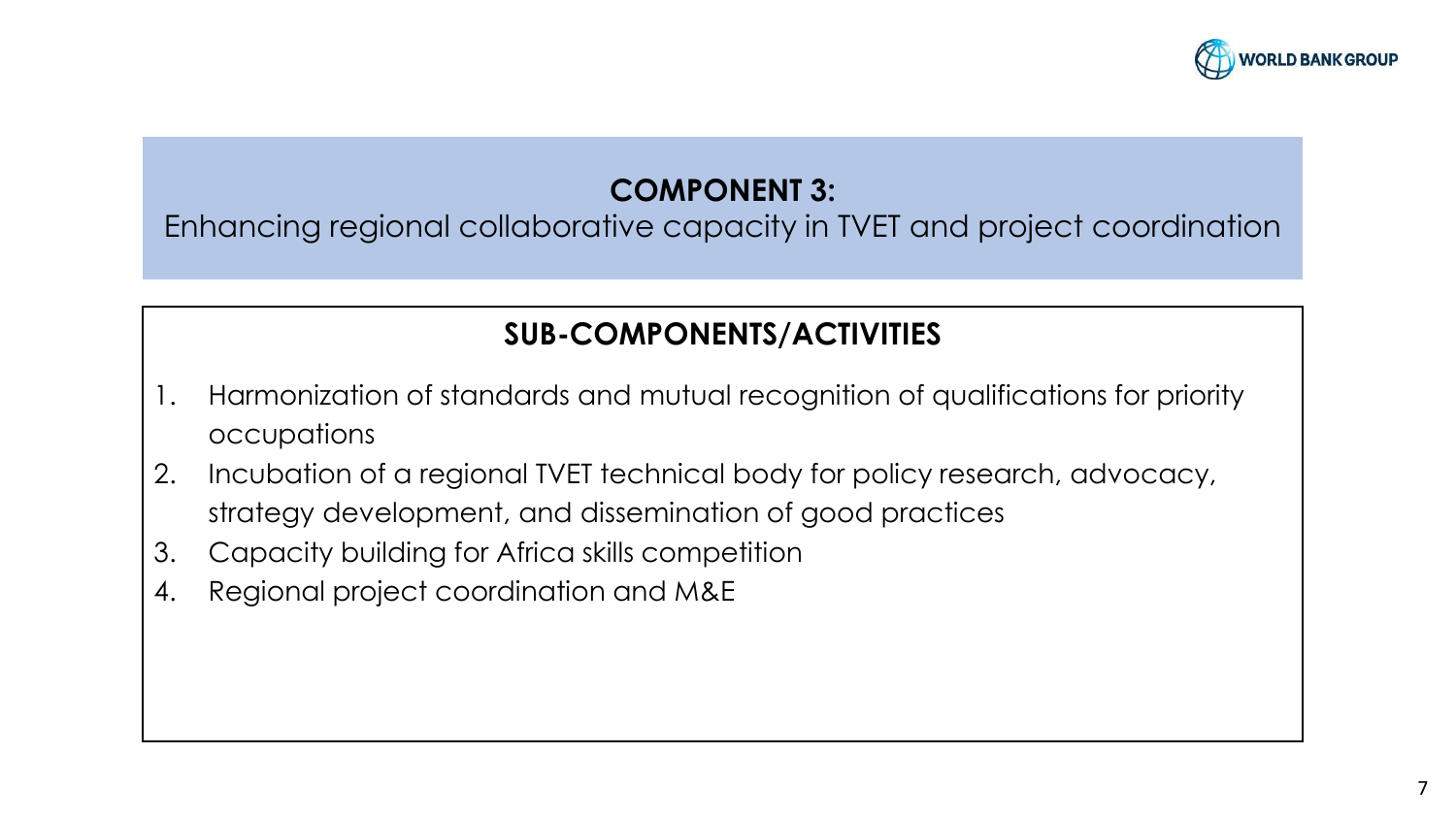## COMPONENT 3:

Enhancing regional collaborative capacity in TVET and project coordination

### SUB-COMPONENTS/ACTIVITIES

1. Harmonization of standards and mutual recognition of qualifications for priority occupations
2. Incubation of a regional TVET technical body for policy research, advocacy, strategy development, and dissemination of good practices
3. Capacity building for Africa skills competition
4. Regional project coordination and M&E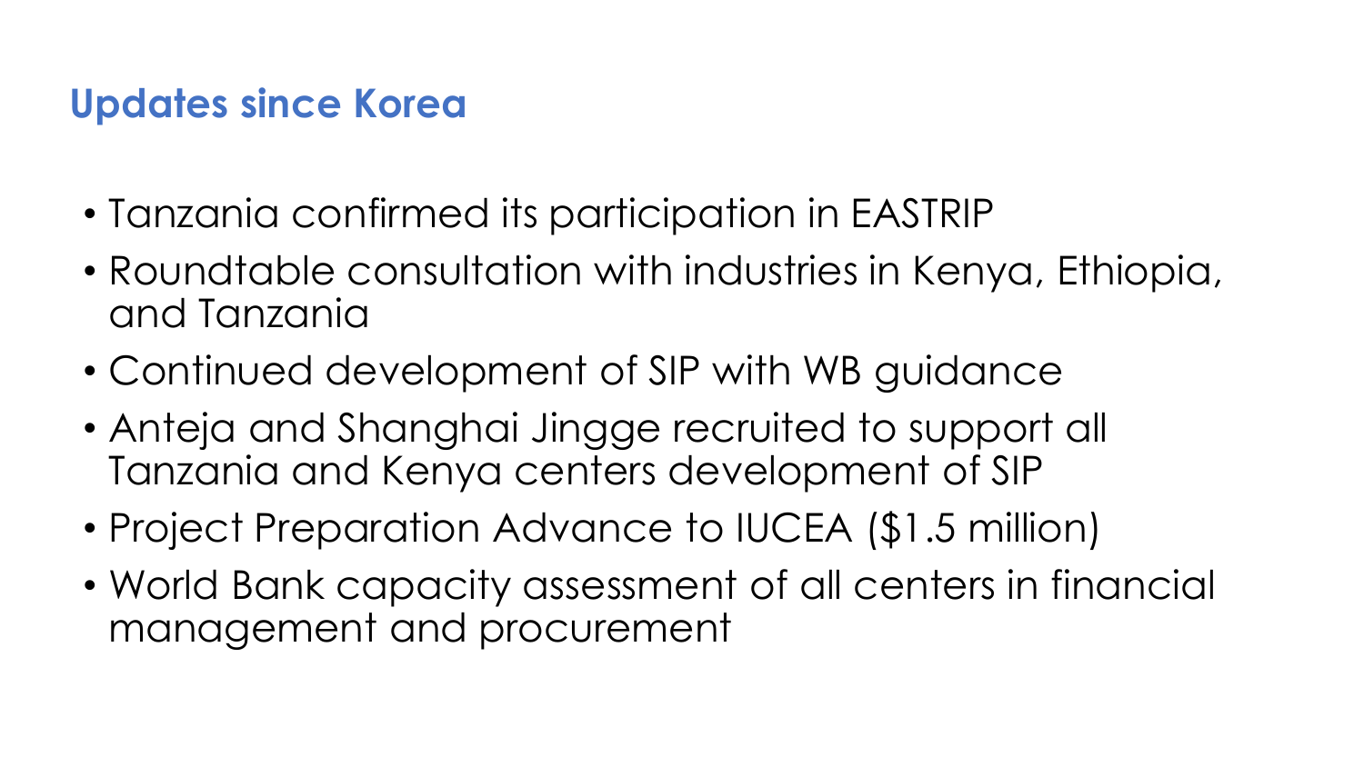## Updates since Korea

- Tanzania confirmed its participation in EASTRIP
- Roundtable consultation with industries in Kenya, Ethiopia, and Tanzania
- Continued development of SIP with WB guidance
- Anteja and Shanghai Jingge recruited to support all Tanzania and Kenya centers development of SIP
- Project Preparation Advance to IUCEA ($1.5 million)
- World Bank capacity assessment of all centers in financial management and procurement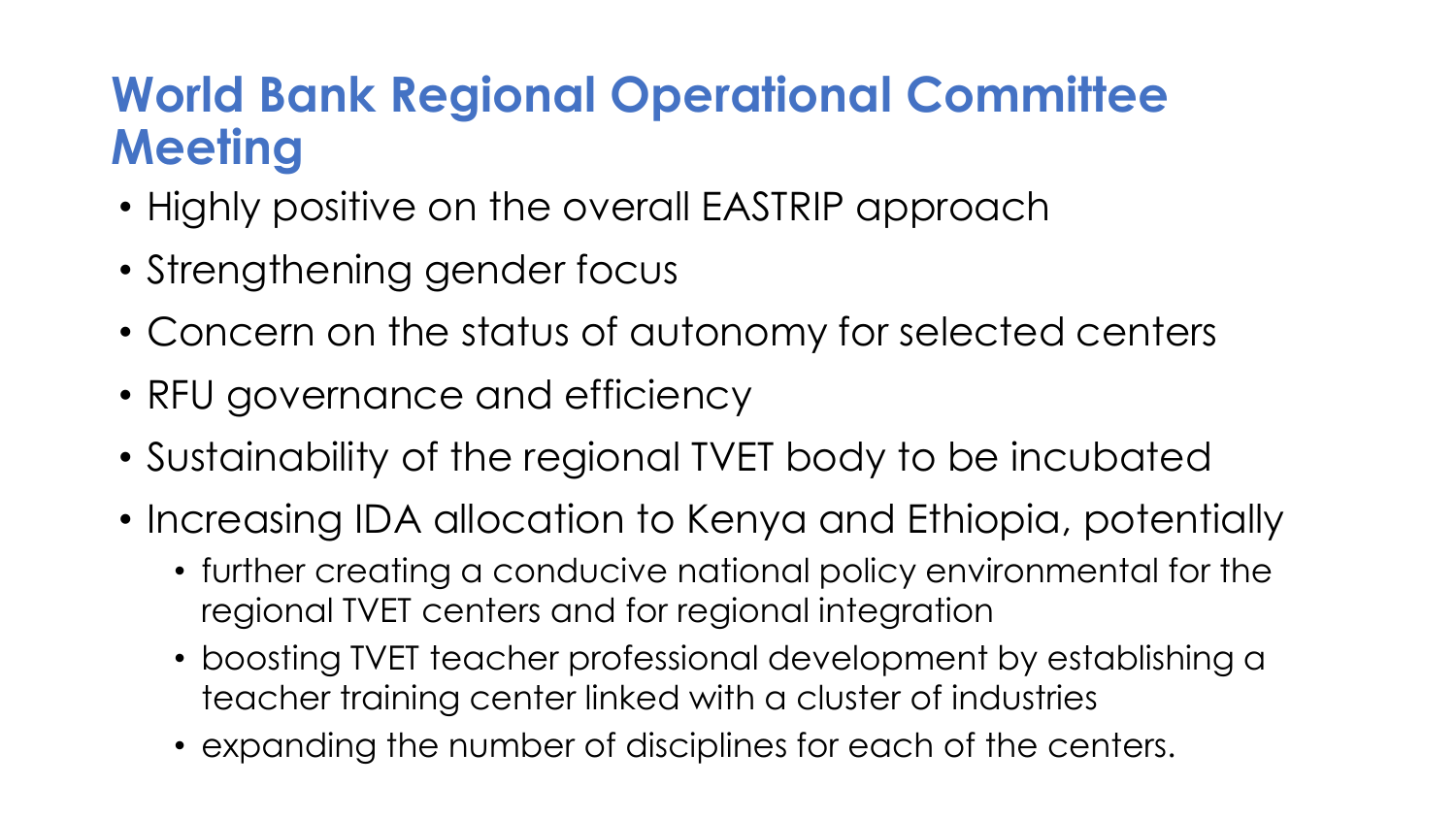# World Bank Regional Operational Committee Meeting

- Highly positive on the overall EASTRIP approach
- Strengthening gender focus
- Concern on the status of autonomy for selected centers
- RFU governance and efficiency
- Sustainability of the regional TVET body to be incubated
- Increasing IDA allocation to Kenya and Ethiopia, potentially
  - further creating a conducive national policy environmental for the regional TVET centers and for regional integration
  - boosting TVET teacher professional development by establishing a teacher training center linked with a cluster of industries
  - expanding the number of disciplines for each of the centers.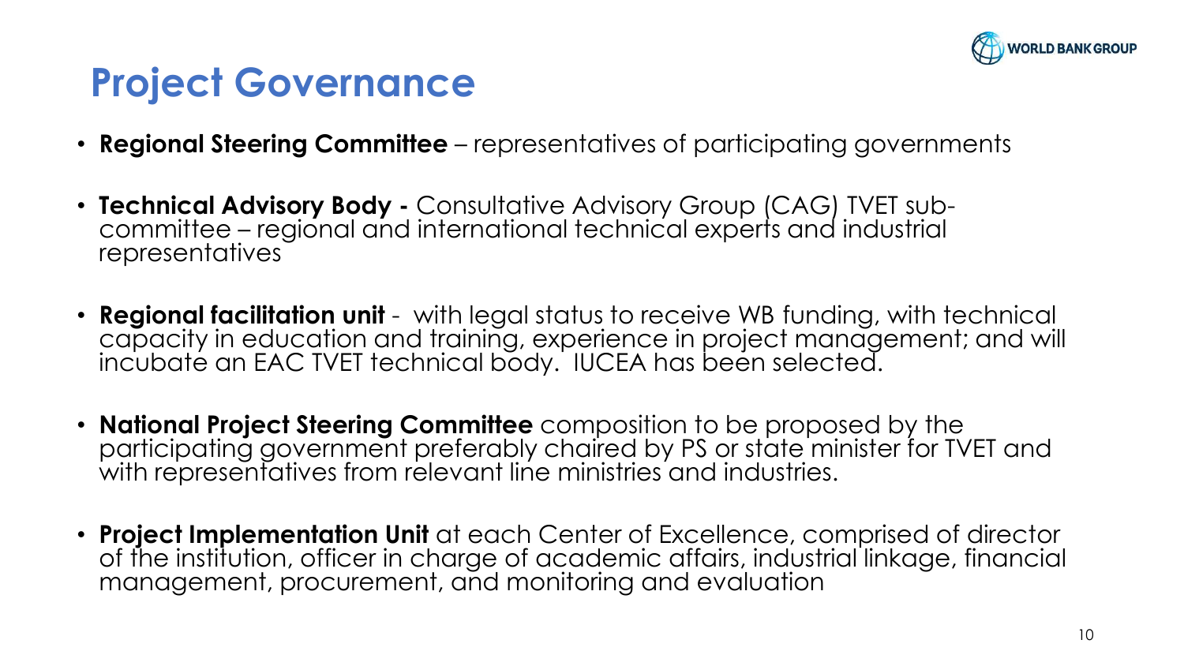# Project Governance

- **Regional Steering Committee** – representatives of participating governments
- **Technical Advisory Body -** Consultative Advisory Group (CAG) TVET sub-committee – regional and international technical experts and industrial representatives
- **Regional facilitation unit** - with legal status to receive WB funding, with technical capacity in education and training, experience in project management; and will incubate an EAC TVET technical body. IUCEA has been selected.
- **National Project Steering Committee** composition to be proposed by the participating government preferably chaired by PS or state minister for TVET and with representatives from relevant line ministries and industries.
- **Project Implementation Unit** at each Center of Excellence, comprised of director of the institution, officer in charge of academic affairs, industrial linkage, financial management, procurement, and monitoring and evaluation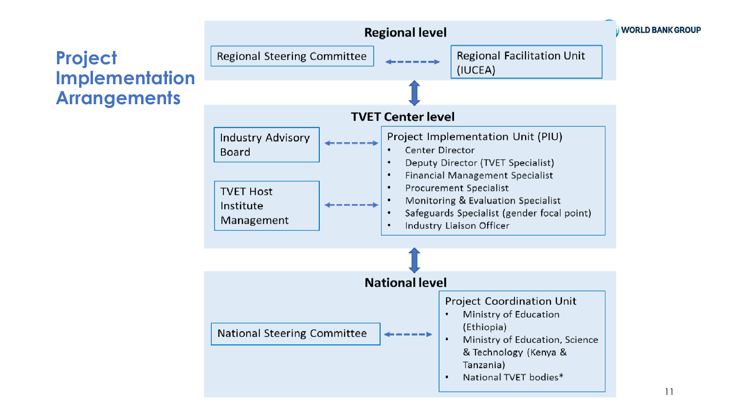# Project Implementation Arrangements

## Regional level

- Regional Steering Committee ↔ Regional Facilitation Unit (IUCEA)

## TVET Center level

- Industry Advisory Board ↔ Project Implementation Unit (PIU)
- TVET Host Institute Management ↔ Project Implementation Unit (PIU)

Project Implementation Unit (PIU)

- Center Director
- Deputy Director (TVET Specialist)
- Financial Management Specialist
- Procurement Specialist
- Monitoring & Evaluation Specialist
- Safeguards Specialist (gender focal point)
- Industry Liaison Officer

## National level

- National Steering Committee ↔ Project Coordination Unit

Project Coordination Unit

- Ministry of Education (Ethiopia)
- Ministry of Education, Science & Technology (Kenya & Tanzania)
- National TVET bodies*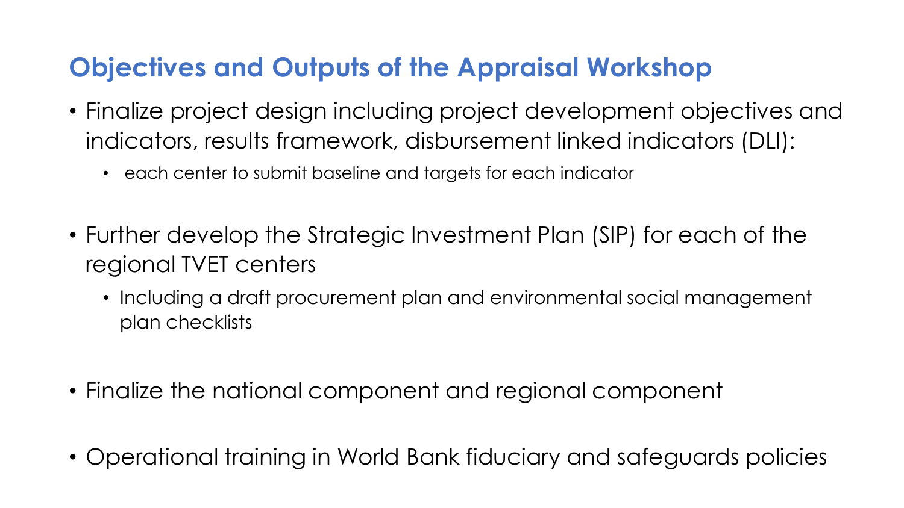## Objectives and Outputs of the Appraisal Workshop

- Finalize project design including project development objectives and indicators, results framework, disbursement linked indicators (DLI):
  - each center to submit baseline and targets for each indicator
- Further develop the Strategic Investment Plan (SIP) for each of the regional TVET centers
  - Including a draft procurement plan and environmental social management plan checklists
- Finalize the national component and regional component
- Operational training in World Bank fiduciary and safeguards policies